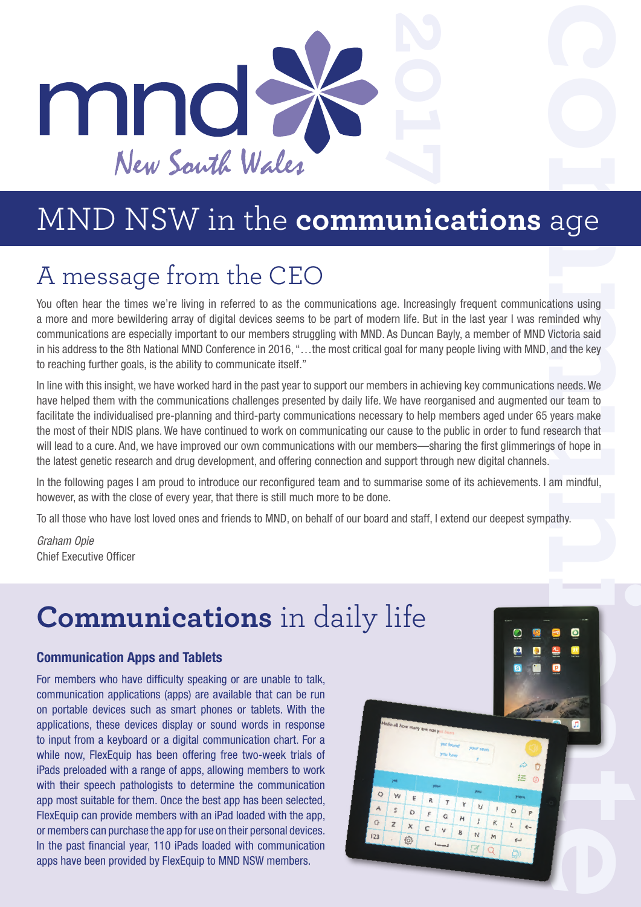mnd New South Wales 2017

# MND NSW in the **communications** age

## A message from the CEO

You often hear the times we're living in referred to as the communications age. Increasingly frequent communications using a more and more bewildering array of digital devices seems to be part of modern life. But in the last year I was reminded why communications are especially important to our members struggling with MND. As Duncan Bayly, a member of MND Victoria said in his address to the 8th National MND Conference in 2016, "…the most critical goal for many people living with MND, and the key to reaching further goals, is the ability to communicate itself."

In line with this insight, we have worked hard in the past year to support our members in achieving key communications needs. We have helped them with the communications challenges presented by daily life. We have reorganised and augmented our team to facilitate the individualised pre-planning and third-party communications necessary to help members aged under 65 years make the most of their NDIS plans. We have continued to work on communicating our cause to the public in order to fund research that will lead to a cure. And, we have improved our own communications with our members—sharing the first glimmerings of hope in the latest genetic research and drug development, and offering connection and support through new digital channels.

In the following pages I am proud to introduce our reconfigured team and to summarise some of its achievements. I am mindful, however, as with the close of every year, that there is still much more to be done.

To all those who have lost loved ones and friends to MND, on behalf of our board and staff, I extend our deepest sympathy.

*Graham Opie*
Chief Executive Officer

## **Communications** in daily life

### Communication Apps and Tablets

For members who have difficulty speaking or are unable to talk, communication applications (apps) are available that can be run on portable devices such as smart phones or tablets. With the applications, these devices display or sound words in response to input from a keyboard or a digital communication chart. For a while now, FlexEquip has been offering free two-week trials of iPads preloaded with a range of apps, allowing members to work with their speech pathologists to determine the communication app most suitable for them. Once the best app has been selected, FlexEquip can provide members with an iPad loaded with the app, or members can purchase the app for use on their personal devices. In the past financial year, 110 iPads loaded with communication apps have been provided by FlexEquip to MND NSW members.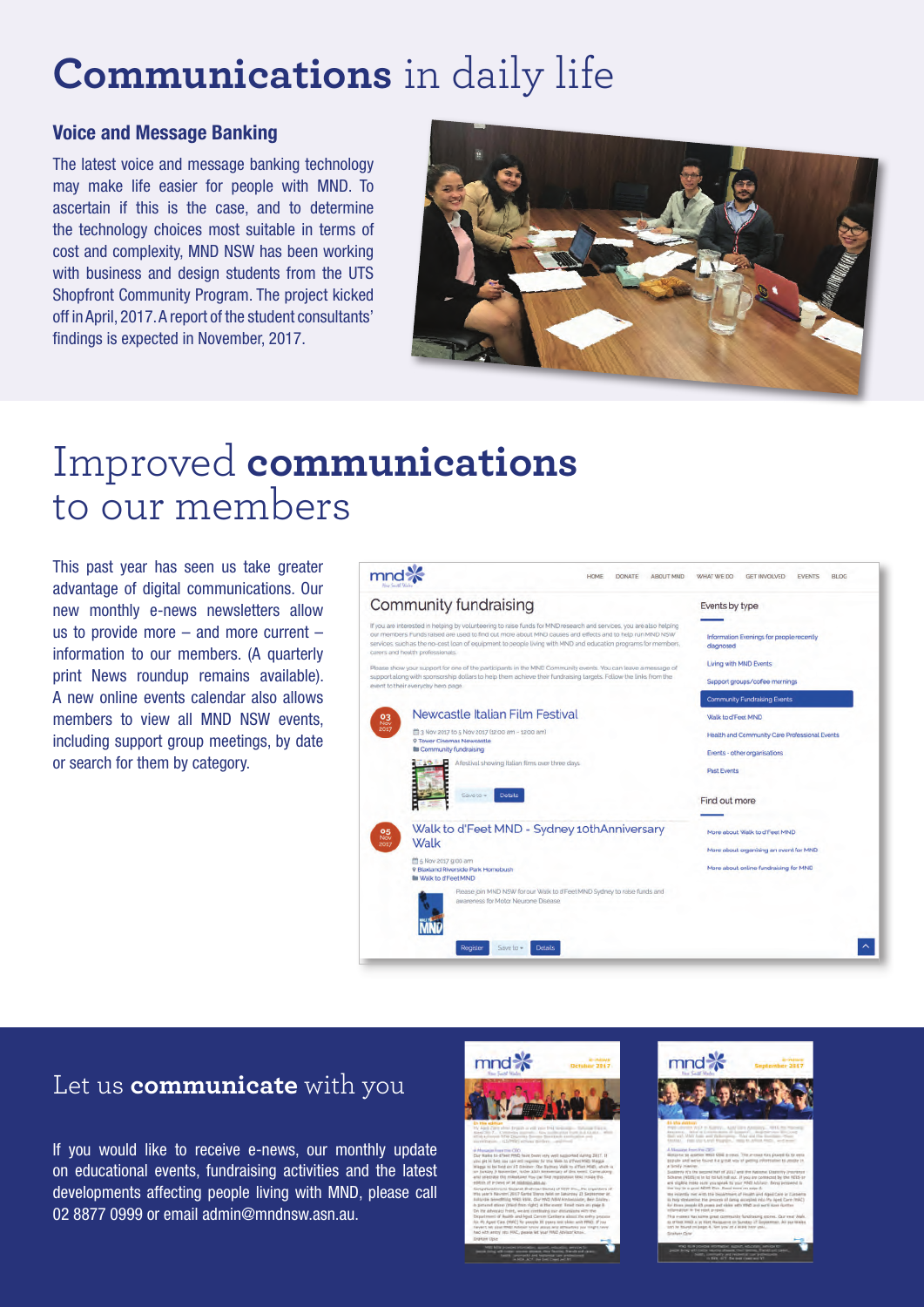# **Communications** in daily life

### Voice and Message Banking

The latest voice and message banking technology may make life easier for people with MND. To ascertain if this is the case, and to determine the technology choices most suitable in terms of cost and complexity, MND NSW has been working with business and design students from the UTS Shopfront Community Program. The project kicked off in April, 2017. A report of the student consultants' findings is expected in November, 2017.

# Improved **communications** to our members

This past year has seen us take greater advantage of digital communications. Our new monthly e-news newsletters allow us to provide more – and more current – information to our members. (A quarterly print News roundup remains available). A new online events calendar also allows members to view all MND NSW events, including support group meetings, by date or search for them by category.

## Let us **communicate** with you

If you would like to receive e-news, our monthly update on educational events, fundraising activities and the latest developments affecting people living with MND, please call 02 8877 0999 or email admin@mndnsw.asn.au.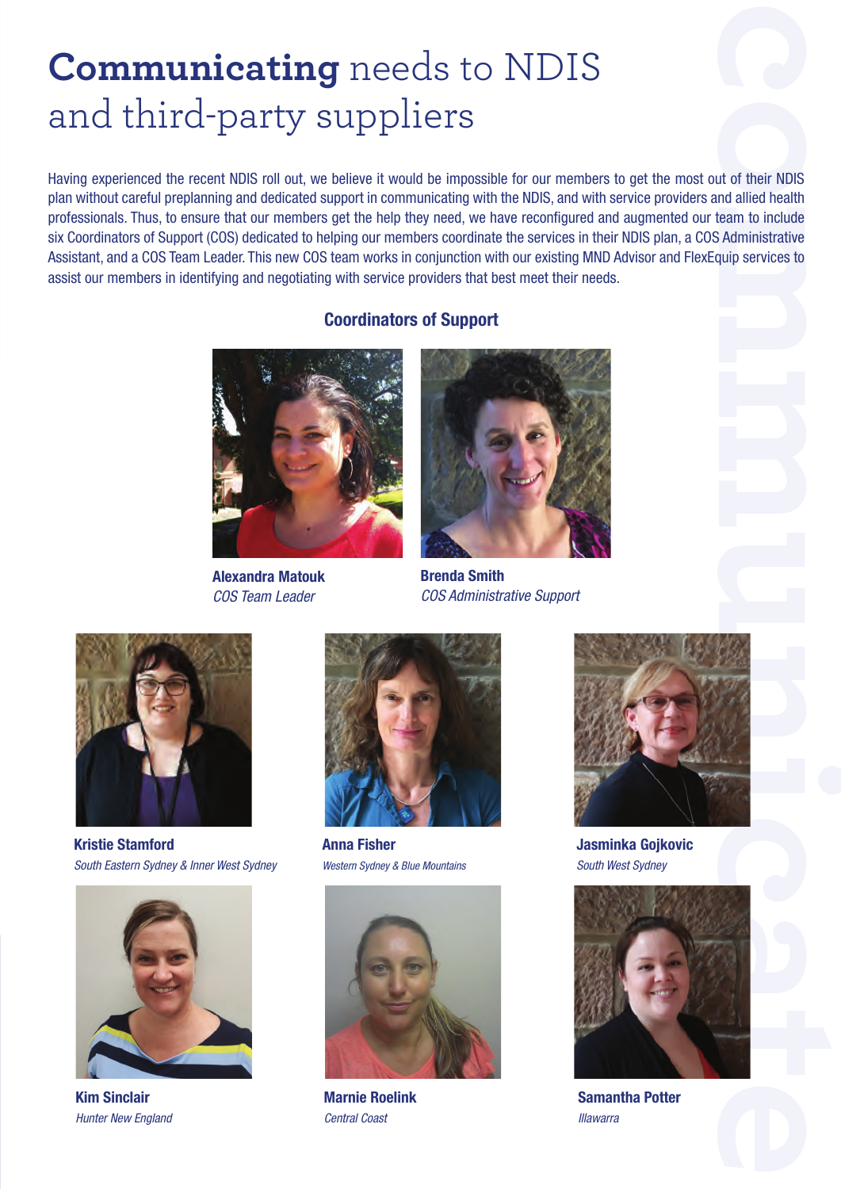# **Communicating** needs to NDIS and third-party suppliers

Having experienced the recent NDIS roll out, we believe it would be impossible for our members to get the most out of their NDIS plan without careful preplanning and dedicated support in communicating with the NDIS, and with service providers and allied health professionals. Thus, to ensure that our members get the help they need, we have reconfigured and augmented our team to include six Coordinators of Support (COS) dedicated to helping our members coordinate the services in their NDIS plan, a COS Administrative Assistant, and a COS Team Leader. This new COS team works in conjunction with our existing MND Advisor and FlexEquip services to assist our members in identifying and negotiating with service providers that best meet their needs.

## Coordinators of Support

**Alexandra Matouk**
*COS Team Leader*

**Brenda Smith**
*COS Administrative Support*

**Kristie Stamford**
*South Eastern Sydney & Inner West Sydney*

**Anna Fisher**
*Western Sydney & Blue Mountains*

**Jasminka Gojkovic**
*South West Sydney*

**Kim Sinclair**
*Hunter New England*

**Marnie Roelink**
*Central Coast*

**Samantha Potter**
*Illawarra*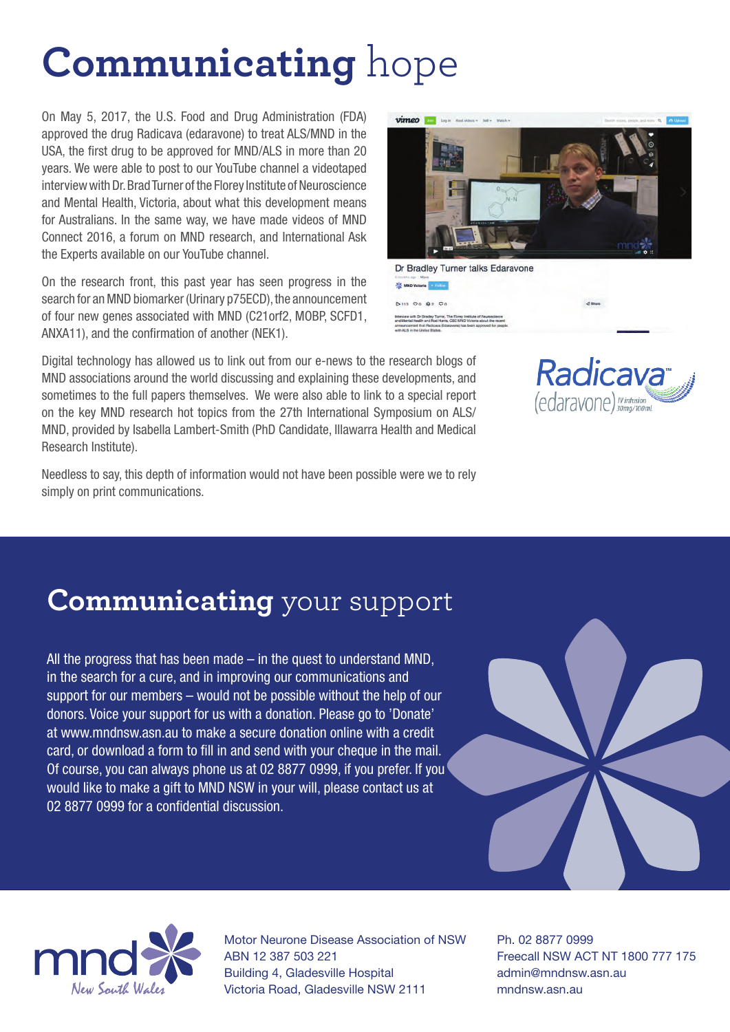# **Communicating** hope

On May 5, 2017, the U.S. Food and Drug Administration (FDA) approved the drug Radicava (edaravone) to treat ALS/MND in the USA, the first drug to be approved for MND/ALS in more than 20 years. We were able to post to our YouTube channel a videotaped interview with Dr. Brad Turner of the Florey Institute of Neuroscience and Mental Health, Victoria, about what this development means for Australians. In the same way, we have made videos of MND Connect 2016, a forum on MND research, and International Ask the Experts available on our YouTube channel.

On the research front, this past year has seen progress in the search for an MND biomarker (Urinary p75ECD), the announcement of four new genes associated with MND (C21orf2, MOBP, SCFD1, ANXA11), and the confirmation of another (NEK1).

Dr Bradley Turner talks Edaravone

Digital technology has allowed us to link out from our e-news to the research blogs of MND associations around the world discussing and explaining these developments, and sometimes to the full papers themselves. We were also able to link to a special report on the key MND research hot topics from the 27th International Symposium on ALS/MND, provided by Isabella Lambert-Smith (PhD Candidate, Illawarra Health and Medical Research Institute).

Needless to say, this depth of information would not have been possible were we to rely simply on print communications.

## **Communicating** your support

All the progress that has been made – in the quest to understand MND, in the search for a cure, and in improving our communications and support for our members – would not be possible without the help of our donors. Voice your support for us with a donation. Please go to 'Donate' at www.mndnsw.asn.au to make a secure donation online with a credit card, or download a form to fill in and send with your cheque in the mail. Of course, you can always phone us at 02 8877 0999, if you prefer. If you would like to make a gift to MND NSW in your will, please contact us at 02 8877 0999 for a confidential discussion.

Motor Neurone Disease Association of NSW
ABN 12 387 503 221
Building 4, Gladesville Hospital
Victoria Road, Gladesville NSW 2111

Ph. 02 8877 0999
Freecall NSW ACT NT 1800 777 175
admin@mndnsw.asn.au
mndnsw.asn.au